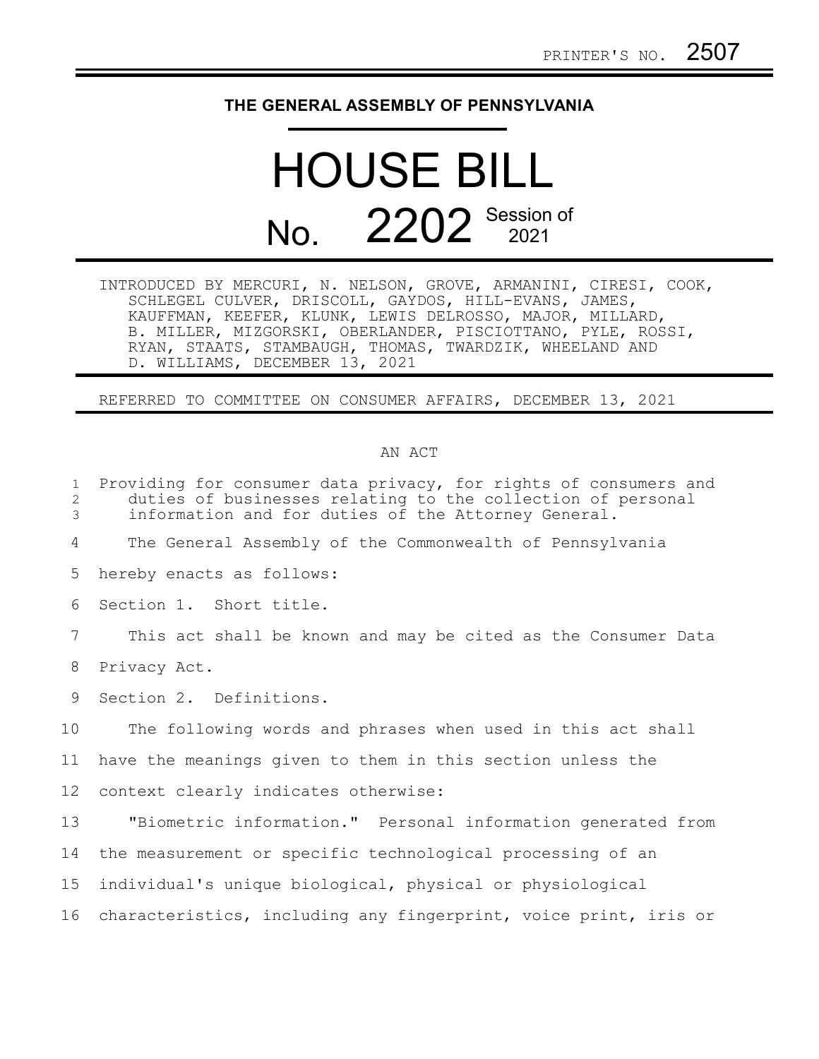PRINTER'S NO. 2507

# THE GENERAL ASSEMBLY OF PENNSYLVANIA

# HOUSE BILL

## No. 2202 Session of 2021

INTRODUCED BY MERCURI, N. NELSON, GROVE, ARMANINI, CIRESI, COOK, SCHLEGEL CULVER, DRISCOLL, GAYDOS, HILL-EVANS, JAMES, KAUFFMAN, KEEFER, KLUNK, LEWIS DELROSSO, MAJOR, MILLARD, B. MILLER, MIZGORSKI, OBERLANDER, PISCIOTTANO, PYLE, ROSSI, RYAN, STAATS, STAMBAUGH, THOMAS, TWARDZIK, WHEELAND AND D. WILLIAMS, DECEMBER 13, 2021

REFERRED TO COMMITTEE ON CONSUMER AFFAIRS, DECEMBER 13, 2021

AN ACT

Providing for consumer data privacy, for rights of consumers and duties of businesses relating to the collection of personal information and for duties of the Attorney General.

The General Assembly of the Commonwealth of Pennsylvania hereby enacts as follows:

Section 1. Short title.

This act shall be known and may be cited as the Consumer Data Privacy Act.

Section 2. Definitions.

The following words and phrases when used in this act shall have the meanings given to them in this section unless the context clearly indicates otherwise:

"Biometric information." Personal information generated from the measurement or specific technological processing of an individual's unique biological, physical or physiological characteristics, including any fingerprint, voice print, iris or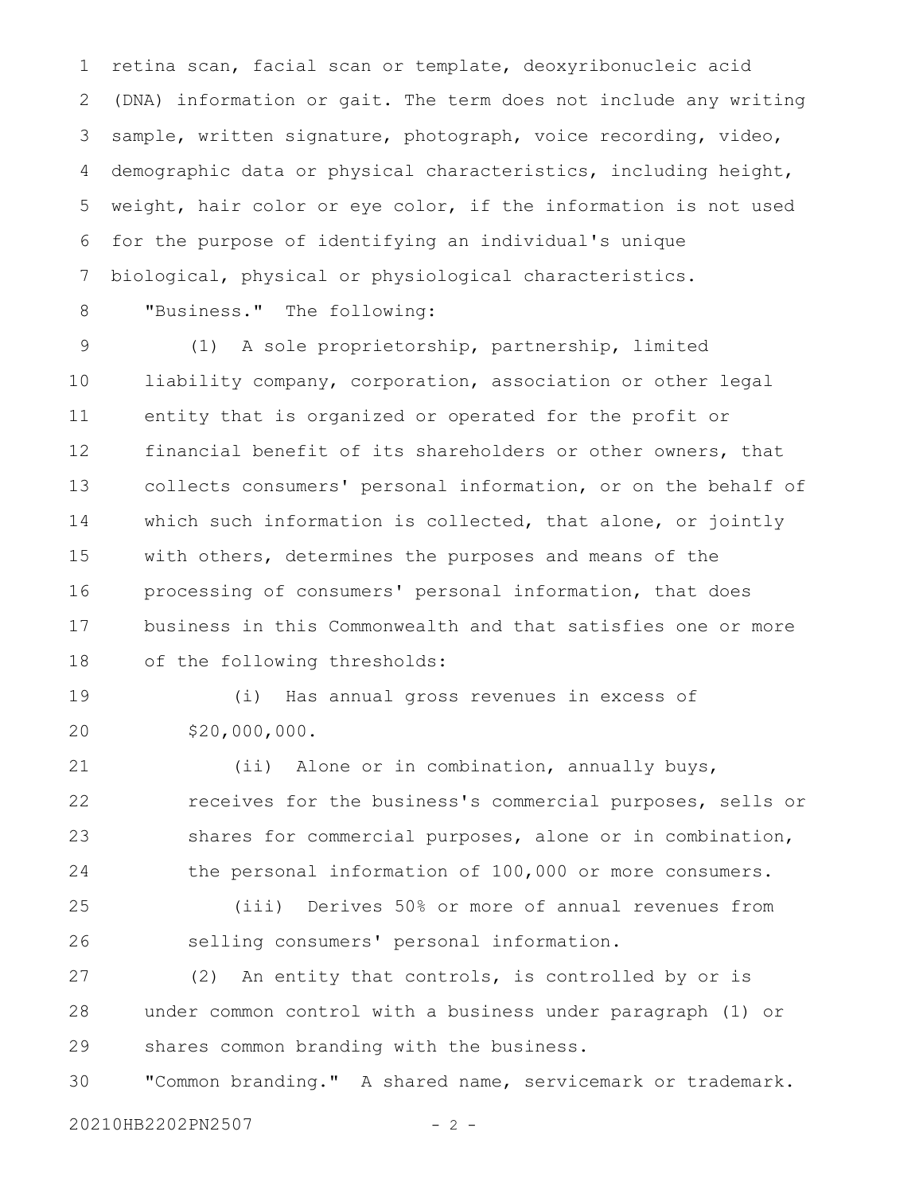retina scan, facial scan or template, deoxyribonucleic acid (DNA) information or gait. The term does not include any writing sample, written signature, photograph, voice recording, video, demographic data or physical characteristics, including height, weight, hair color or eye color, if the information is not used for the purpose of identifying an individual's unique biological, physical or physiological characteristics.

"Business." The following:

(1) A sole proprietorship, partnership, limited liability company, corporation, association or other legal entity that is organized or operated for the profit or financial benefit of its shareholders or other owners, that collects consumers' personal information, or on the behalf of which such information is collected, that alone, or jointly with others, determines the purposes and means of the processing of consumers' personal information, that does business in this Commonwealth and that satisfies one or more of the following thresholds:

(i) Has annual gross revenues in excess of $20,000,000.

(ii) Alone or in combination, annually buys, receives for the business's commercial purposes, sells or shares for commercial purposes, alone or in combination, the personal information of 100,000 or more consumers.

(iii) Derives 50% or more of annual revenues from selling consumers' personal information.

(2) An entity that controls, is controlled by or is under common control with a business under paragraph (1) or shares common branding with the business.

"Common branding." A shared name, servicemark or trademark.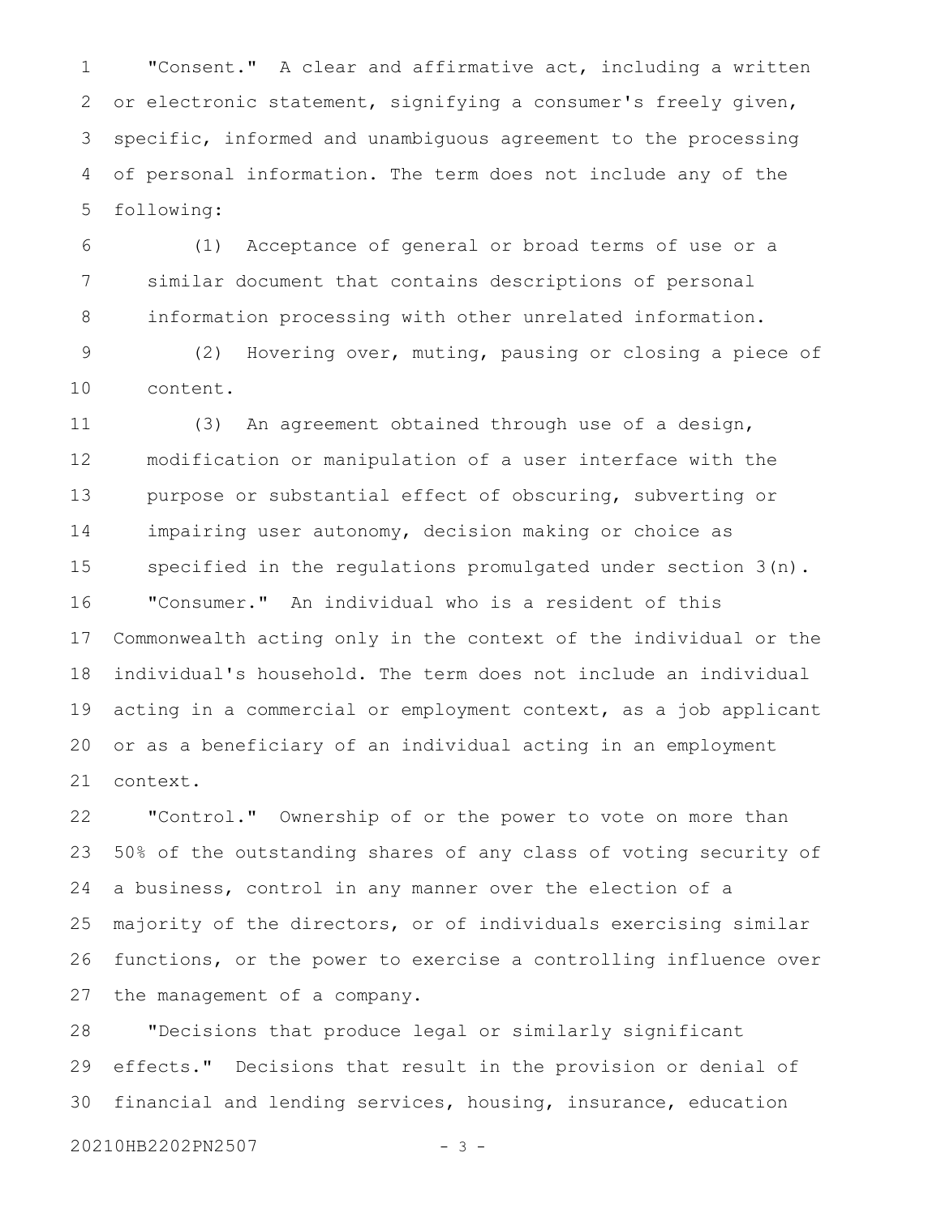"Consent." A clear and affirmative act, including a written or electronic statement, signifying a consumer's freely given, specific, informed and unambiguous agreement to the processing of personal information. The term does not include any of the following:

(1) Acceptance of general or broad terms of use or a similar document that contains descriptions of personal information processing with other unrelated information.

(2) Hovering over, muting, pausing or closing a piece of content.

(3) An agreement obtained through use of a design, modification or manipulation of a user interface with the purpose or substantial effect of obscuring, subverting or impairing user autonomy, decision making or choice as specified in the regulations promulgated under section 3(n).

"Consumer." An individual who is a resident of this Commonwealth acting only in the context of the individual or the individual's household. The term does not include an individual acting in a commercial or employment context, as a job applicant or as a beneficiary of an individual acting in an employment context.

"Control." Ownership of or the power to vote on more than 50% of the outstanding shares of any class of voting security of a business, control in any manner over the election of a majority of the directors, or of individuals exercising similar functions, or the power to exercise a controlling influence over the management of a company.

"Decisions that produce legal or similarly significant effects." Decisions that result in the provision or denial of financial and lending services, housing, insurance, education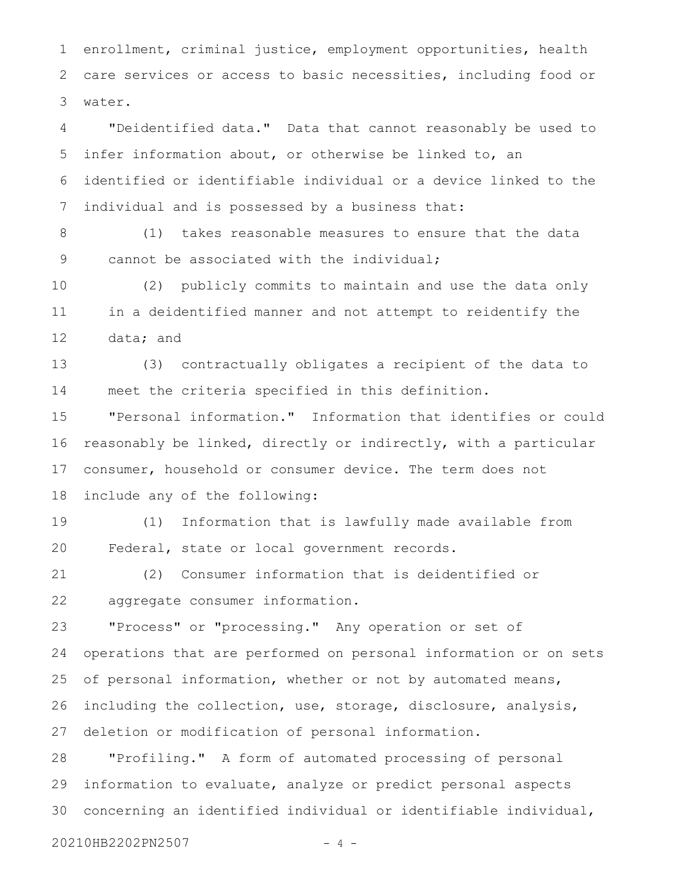enrollment, criminal justice, employment opportunities, health care services or access to basic necessities, including food or water.

"Deidentified data." Data that cannot reasonably be used to infer information about, or otherwise be linked to, an identified or identifiable individual or a device linked to the individual and is possessed by a business that:

(1) takes reasonable measures to ensure that the data cannot be associated with the individual;

(2) publicly commits to maintain and use the data only in a deidentified manner and not attempt to reidentify the data; and

(3) contractually obligates a recipient of the data to meet the criteria specified in this definition.

"Personal information." Information that identifies or could reasonably be linked, directly or indirectly, with a particular consumer, household or consumer device. The term does not include any of the following:

(1) Information that is lawfully made available from Federal, state or local government records.

(2) Consumer information that is deidentified or aggregate consumer information.

"Process" or "processing." Any operation or set of operations that are performed on personal information or on sets of personal information, whether or not by automated means, including the collection, use, storage, disclosure, analysis, deletion or modification of personal information.

"Profiling." A form of automated processing of personal information to evaluate, analyze or predict personal aspects concerning an identified individual or identifiable individual,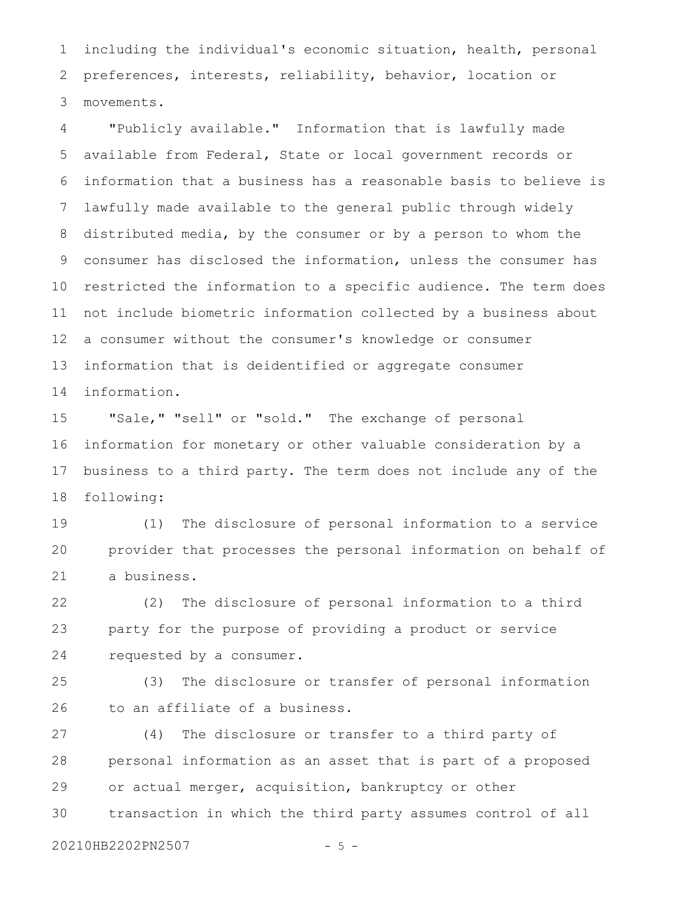including the individual's economic situation, health, personal preferences, interests, reliability, behavior, location or movements.

"Publicly available." Information that is lawfully made available from Federal, State or local government records or information that a business has a reasonable basis to believe is lawfully made available to the general public through widely distributed media, by the consumer or by a person to whom the consumer has disclosed the information, unless the consumer has restricted the information to a specific audience. The term does not include biometric information collected by a business about a consumer without the consumer's knowledge or consumer information that is deidentified or aggregate consumer information.

"Sale," "sell" or "sold." The exchange of personal information for monetary or other valuable consideration by a business to a third party. The term does not include any of the following:

(1) The disclosure of personal information to a service provider that processes the personal information on behalf of a business.

(2) The disclosure of personal information to a third party for the purpose of providing a product or service requested by a consumer.

(3) The disclosure or transfer of personal information to an affiliate of a business.

(4) The disclosure or transfer to a third party of personal information as an asset that is part of a proposed or actual merger, acquisition, bankruptcy or other transaction in which the third party assumes control of all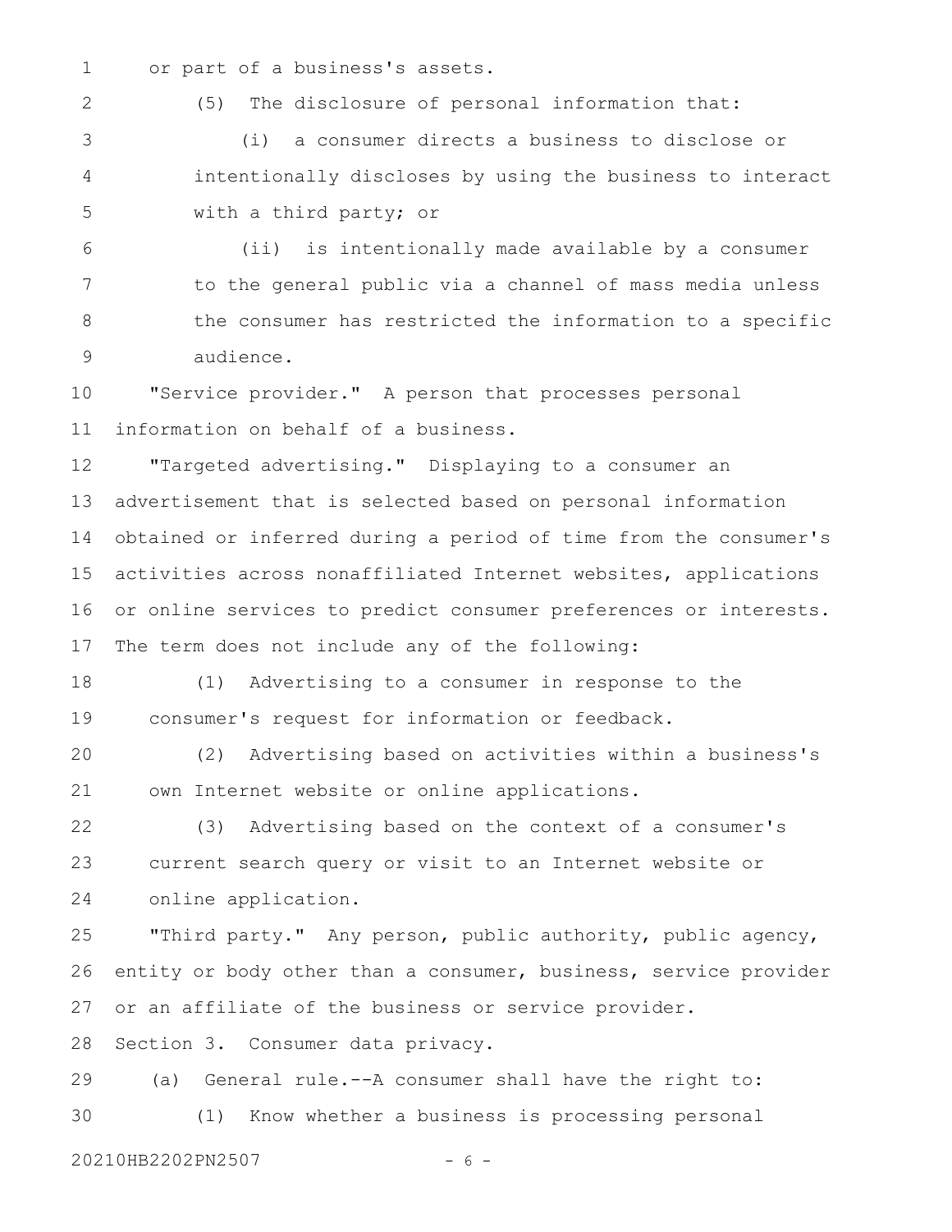or part of a business's assets.

(5) The disclosure of personal information that:

(i) a consumer directs a business to disclose or intentionally discloses by using the business to interact with a third party; or

(ii) is intentionally made available by a consumer to the general public via a channel of mass media unless the consumer has restricted the information to a specific audience.

"Service provider." A person that processes personal information on behalf of a business.

"Targeted advertising." Displaying to a consumer an advertisement that is selected based on personal information obtained or inferred during a period of time from the consumer's activities across nonaffiliated Internet websites, applications or online services to predict consumer preferences or interests. The term does not include any of the following:

(1) Advertising to a consumer in response to the consumer's request for information or feedback.

(2) Advertising based on activities within a business's own Internet website or online applications.

(3) Advertising based on the context of a consumer's current search query or visit to an Internet website or online application.

"Third party." Any person, public authority, public agency, entity or body other than a consumer, business, service provider or an affiliate of the business or service provider.

Section 3. Consumer data privacy.

(a) General rule.--A consumer shall have the right to:

(1) Know whether a business is processing personal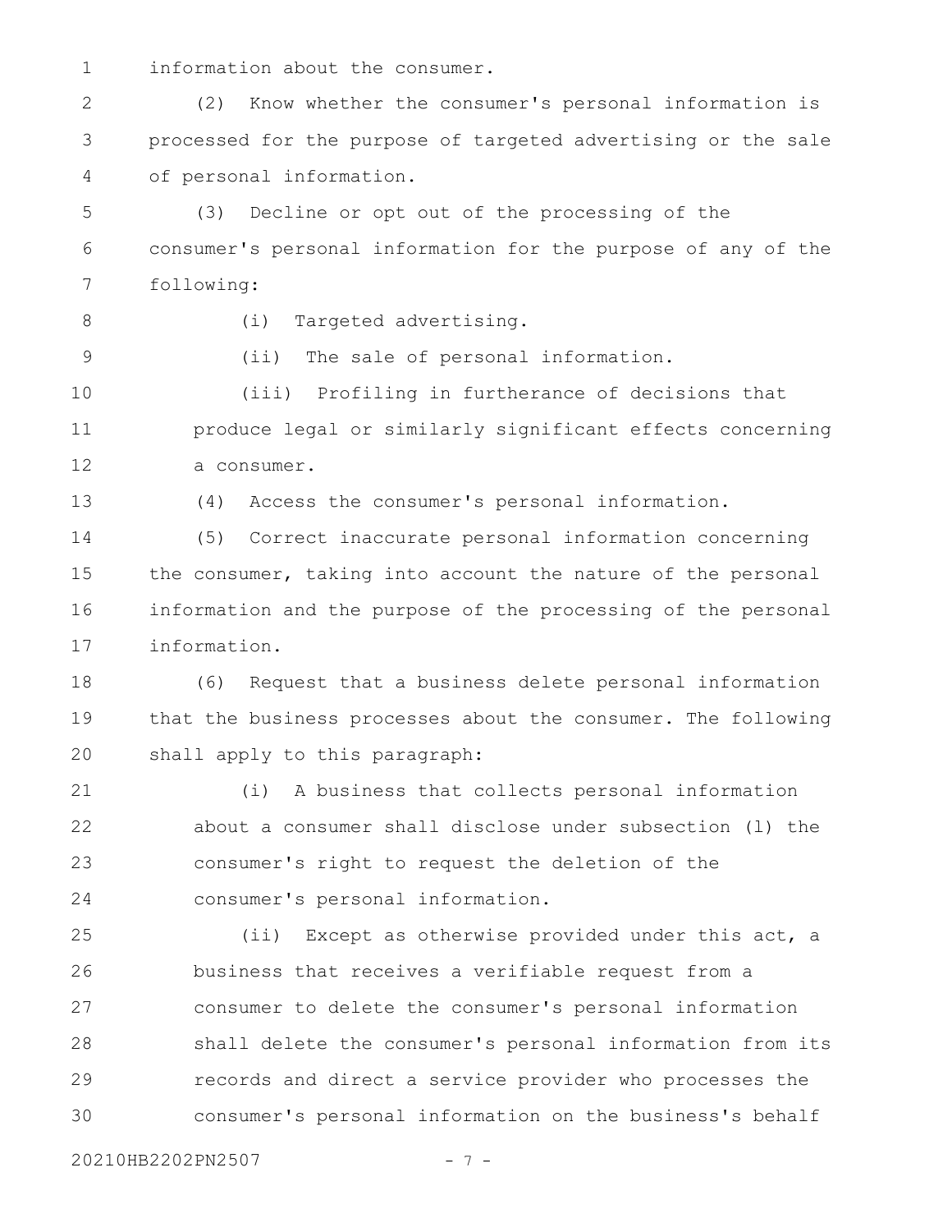information about the consumer.

(2) Know whether the consumer's personal information is processed for the purpose of targeted advertising or the sale of personal information.

(3) Decline or opt out of the processing of the consumer's personal information for the purpose of any of the following:

(i) Targeted advertising.

(ii) The sale of personal information.

(iii) Profiling in furtherance of decisions that produce legal or similarly significant effects concerning a consumer.

(4) Access the consumer's personal information.

(5) Correct inaccurate personal information concerning the consumer, taking into account the nature of the personal information and the purpose of the processing of the personal information.

(6) Request that a business delete personal information that the business processes about the consumer. The following shall apply to this paragraph:

(i) A business that collects personal information about a consumer shall disclose under subsection (l) the consumer's right to request the deletion of the consumer's personal information.

(ii) Except as otherwise provided under this act, a business that receives a verifiable request from a consumer to delete the consumer's personal information shall delete the consumer's personal information from its records and direct a service provider who processes the consumer's personal information on the business's behalf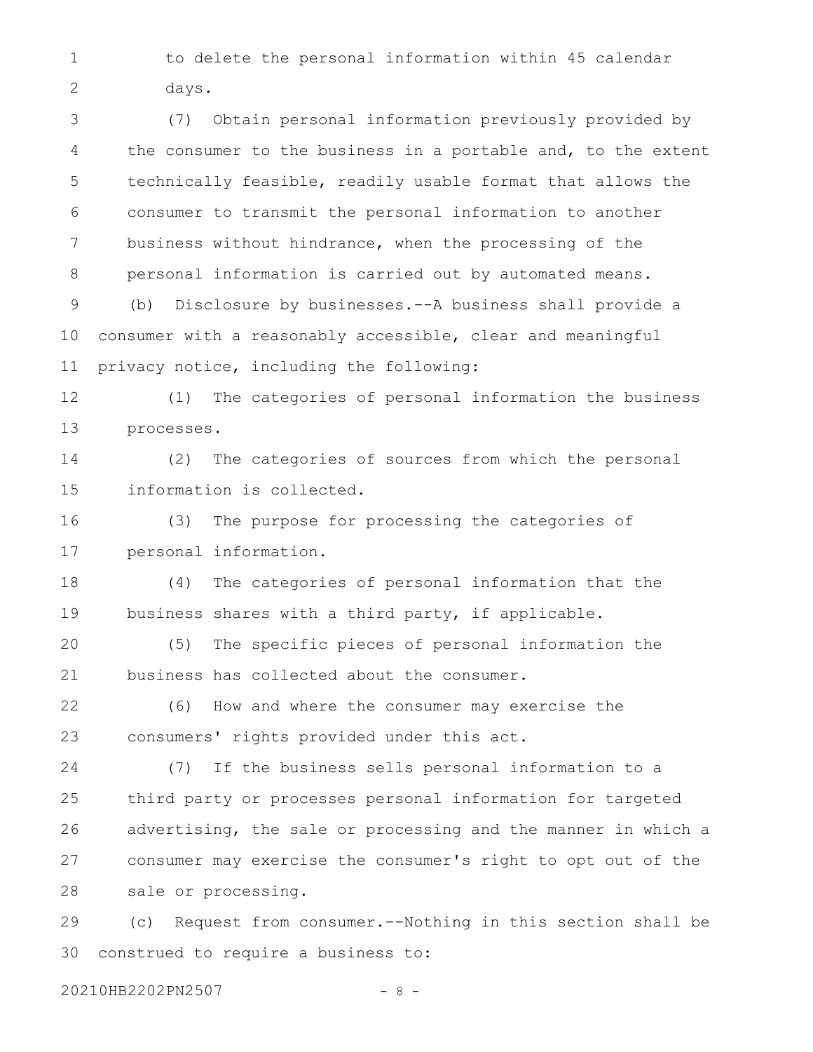to delete the personal information within 45 calendar days.

(7) Obtain personal information previously provided by the consumer to the business in a portable and, to the extent technically feasible, readily usable format that allows the consumer to transmit the personal information to another business without hindrance, when the processing of the personal information is carried out by automated means.

(b) Disclosure by businesses.--A business shall provide a consumer with a reasonably accessible, clear and meaningful privacy notice, including the following:

(1) The categories of personal information the business processes.

(2) The categories of sources from which the personal information is collected.

(3) The purpose for processing the categories of personal information.

(4) The categories of personal information that the business shares with a third party, if applicable.

(5) The specific pieces of personal information the business has collected about the consumer.

(6) How and where the consumer may exercise the consumers' rights provided under this act.

(7) If the business sells personal information to a third party or processes personal information for targeted advertising, the sale or processing and the manner in which a consumer may exercise the consumer's right to opt out of the sale or processing.

(c) Request from consumer.--Nothing in this section shall be construed to require a business to: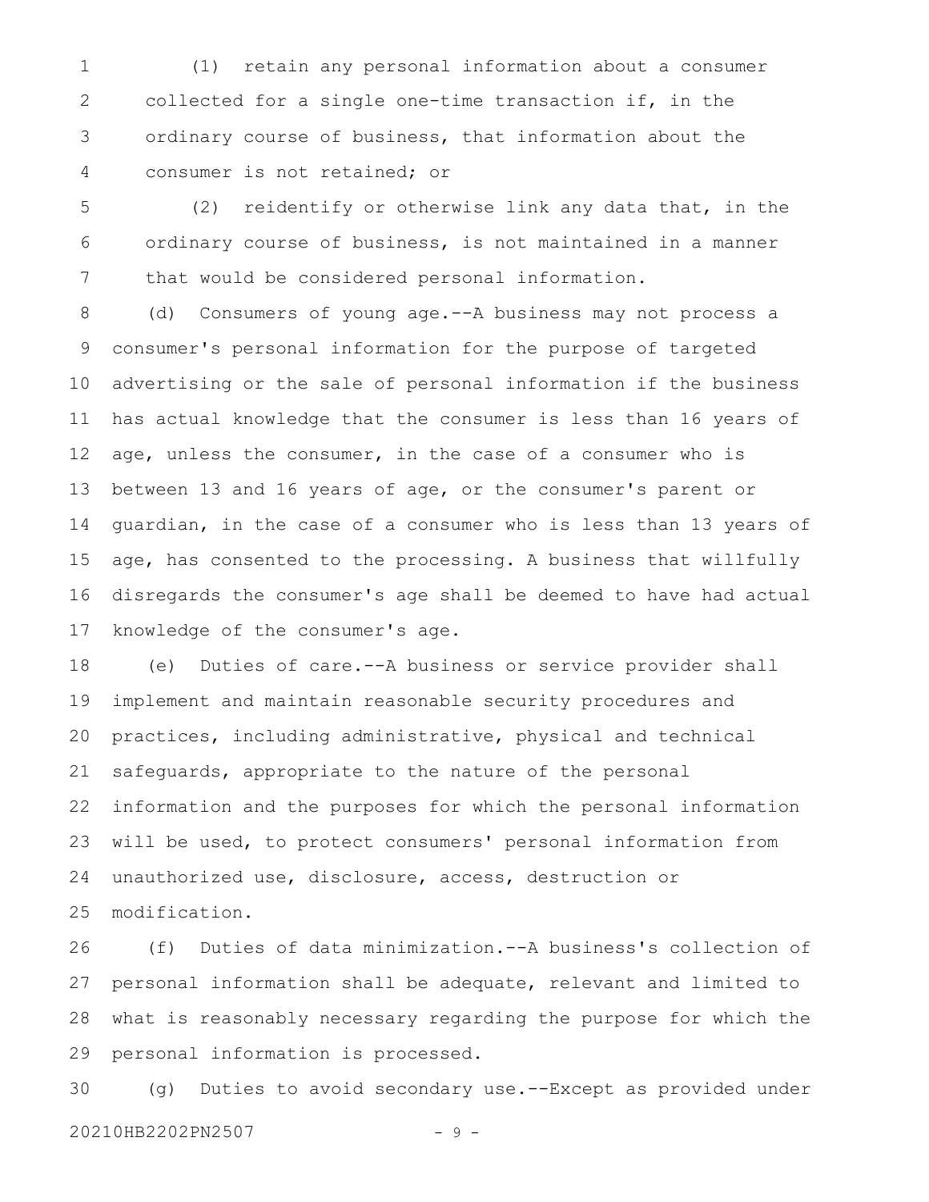(1) retain any personal information about a consumer collected for a single one-time transaction if, in the ordinary course of business, that information about the consumer is not retained; or

(2) reidentify or otherwise link any data that, in the ordinary course of business, is not maintained in a manner that would be considered personal information.

(d) Consumers of young age.--A business may not process a consumer's personal information for the purpose of targeted advertising or the sale of personal information if the business has actual knowledge that the consumer is less than 16 years of age, unless the consumer, in the case of a consumer who is between 13 and 16 years of age, or the consumer's parent or guardian, in the case of a consumer who is less than 13 years of age, has consented to the processing. A business that willfully disregards the consumer's age shall be deemed to have had actual knowledge of the consumer's age.

(e) Duties of care.--A business or service provider shall implement and maintain reasonable security procedures and practices, including administrative, physical and technical safeguards, appropriate to the nature of the personal information and the purposes for which the personal information will be used, to protect consumers' personal information from unauthorized use, disclosure, access, destruction or modification.

(f) Duties of data minimization.--A business's collection of personal information shall be adequate, relevant and limited to what is reasonably necessary regarding the purpose for which the personal information is processed.

(g) Duties to avoid secondary use.--Except as provided under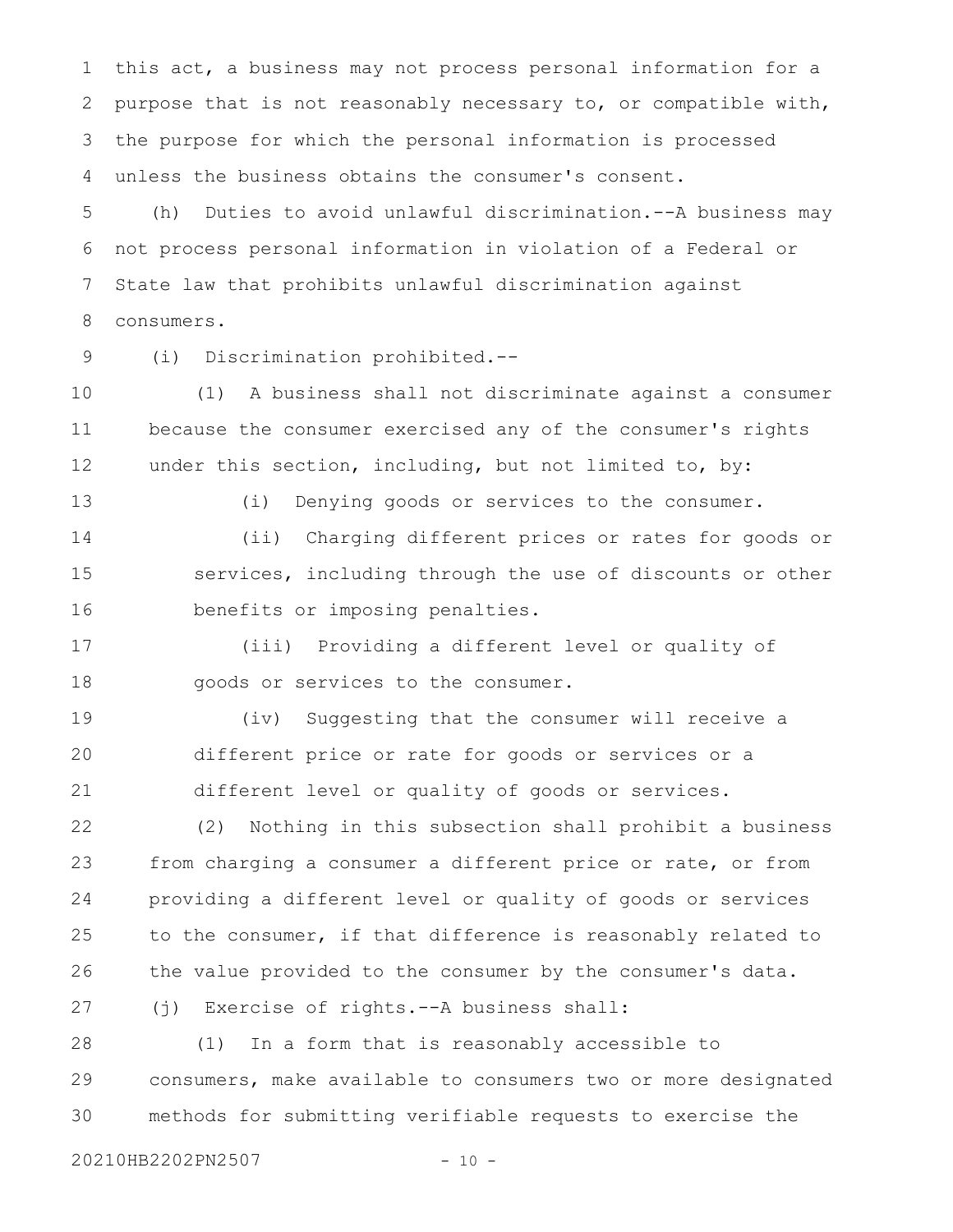this act, a business may not process personal information for a purpose that is not reasonably necessary to, or compatible with, the purpose for which the personal information is processed unless the business obtains the consumer's consent.

(h) Duties to avoid unlawful discrimination.--A business may not process personal information in violation of a Federal or State law that prohibits unlawful discrimination against consumers.

(i) Discrimination prohibited.--

(1) A business shall not discriminate against a consumer because the consumer exercised any of the consumer's rights under this section, including, but not limited to, by:

(i) Denying goods or services to the consumer.

(ii) Charging different prices or rates for goods or services, including through the use of discounts or other benefits or imposing penalties.

(iii) Providing a different level or quality of goods or services to the consumer.

(iv) Suggesting that the consumer will receive a different price or rate for goods or services or a different level or quality of goods or services.

(2) Nothing in this subsection shall prohibit a business from charging a consumer a different price or rate, or from providing a different level or quality of goods or services to the consumer, if that difference is reasonably related to the value provided to the consumer by the consumer's data.

(j) Exercise of rights.--A business shall:

(1) In a form that is reasonably accessible to consumers, make available to consumers two or more designated methods for submitting verifiable requests to exercise the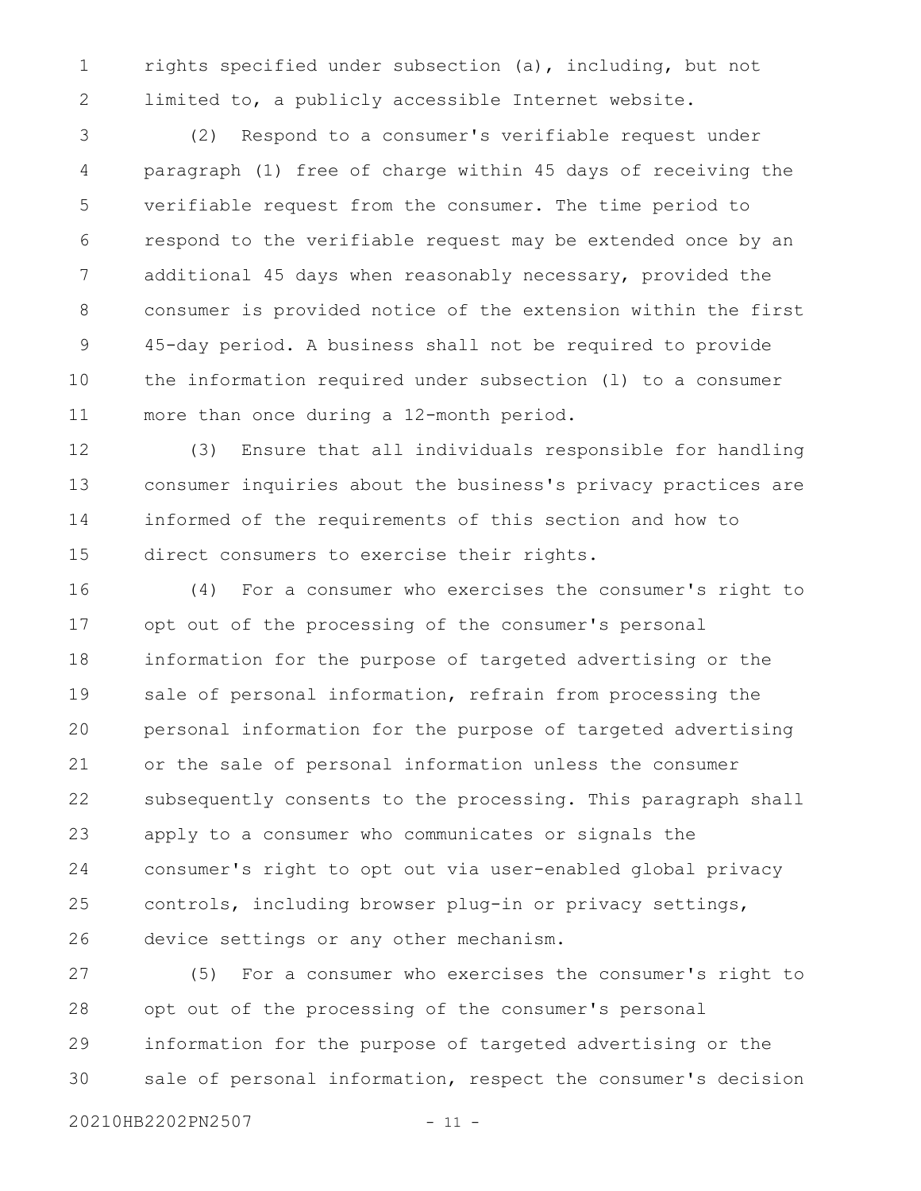rights specified under subsection (a), including, but not limited to, a publicly accessible Internet website.

(2) Respond to a consumer's verifiable request under paragraph (1) free of charge within 45 days of receiving the verifiable request from the consumer. The time period to respond to the verifiable request may be extended once by an additional 45 days when reasonably necessary, provided the consumer is provided notice of the extension within the first 45-day period. A business shall not be required to provide the information required under subsection (l) to a consumer more than once during a 12-month period.

(3) Ensure that all individuals responsible for handling consumer inquiries about the business's privacy practices are informed of the requirements of this section and how to direct consumers to exercise their rights.

(4) For a consumer who exercises the consumer's right to opt out of the processing of the consumer's personal information for the purpose of targeted advertising or the sale of personal information, refrain from processing the personal information for the purpose of targeted advertising or the sale of personal information unless the consumer subsequently consents to the processing. This paragraph shall apply to a consumer who communicates or signals the consumer's right to opt out via user-enabled global privacy controls, including browser plug-in or privacy settings, device settings or any other mechanism.

(5) For a consumer who exercises the consumer's right to opt out of the processing of the consumer's personal information for the purpose of targeted advertising or the sale of personal information, respect the consumer's decision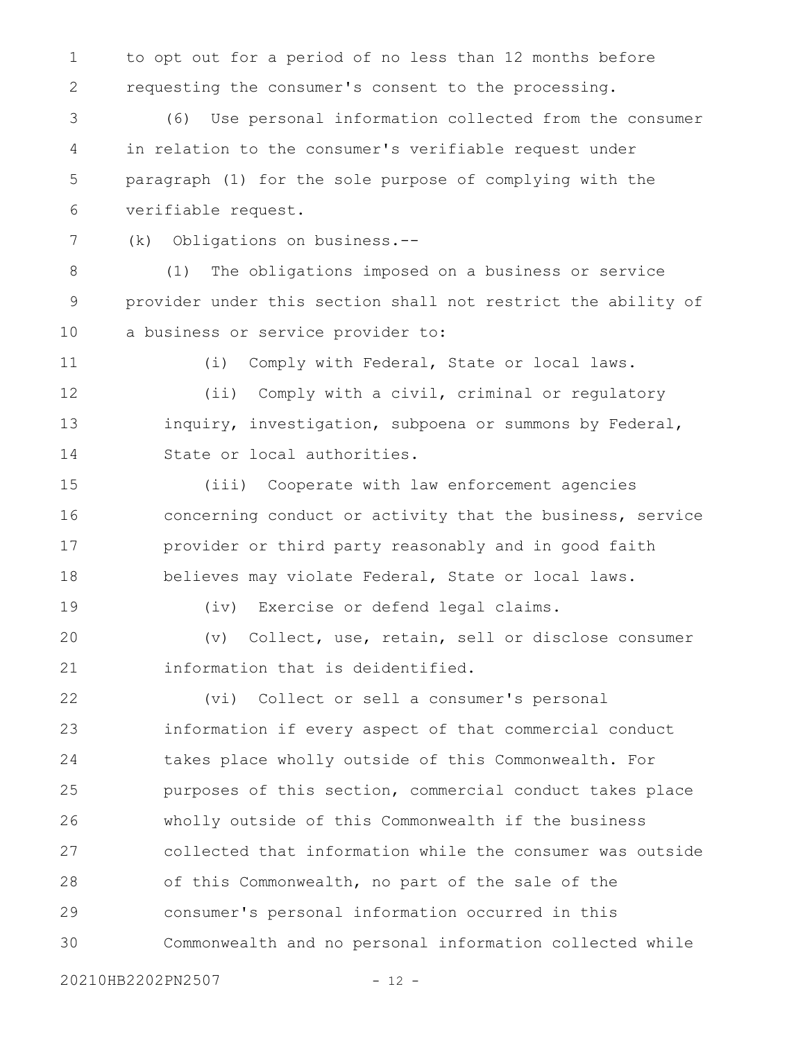to opt out for a period of no less than 12 months before requesting the consumer's consent to the processing.

(6) Use personal information collected from the consumer in relation to the consumer's verifiable request under paragraph (1) for the sole purpose of complying with the verifiable request.

(k) Obligations on business.--

(1) The obligations imposed on a business or service provider under this section shall not restrict the ability of a business or service provider to:

(i) Comply with Federal, State or local laws.

(ii) Comply with a civil, criminal or regulatory inquiry, investigation, subpoena or summons by Federal, State or local authorities.

(iii) Cooperate with law enforcement agencies concerning conduct or activity that the business, service provider or third party reasonably and in good faith believes may violate Federal, State or local laws.

(iv) Exercise or defend legal claims.

(v) Collect, use, retain, sell or disclose consumer information that is deidentified.

(vi) Collect or sell a consumer's personal information if every aspect of that commercial conduct takes place wholly outside of this Commonwealth. For purposes of this section, commercial conduct takes place wholly outside of this Commonwealth if the business collected that information while the consumer was outside of this Commonwealth, no part of the sale of the consumer's personal information occurred in this Commonwealth and no personal information collected while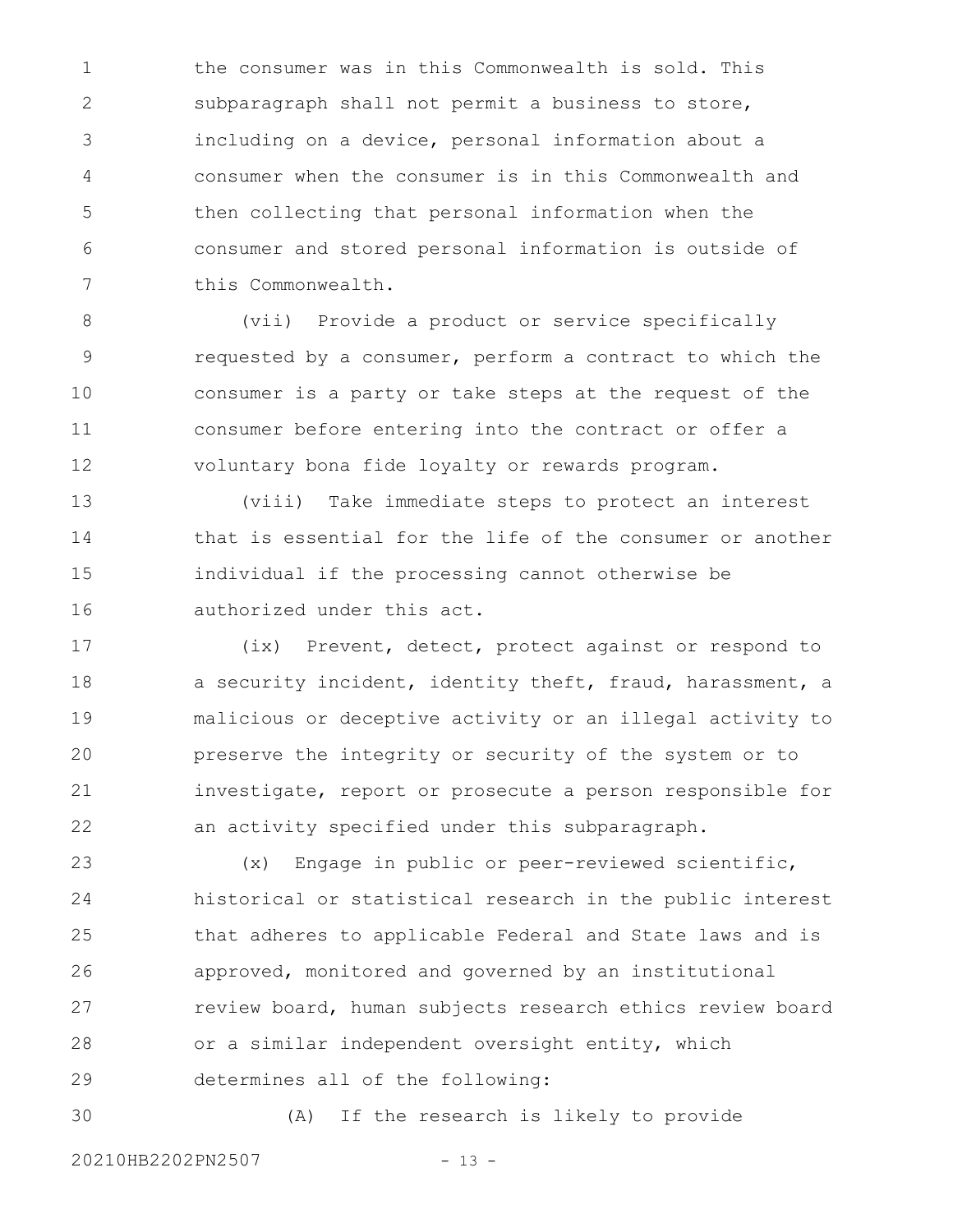the consumer was in this Commonwealth is sold. This subparagraph shall not permit a business to store, including on a device, personal information about a consumer when the consumer is in this Commonwealth and then collecting that personal information when the consumer and stored personal information is outside of this Commonwealth.

(vii) Provide a product or service specifically requested by a consumer, perform a contract to which the consumer is a party or take steps at the request of the consumer before entering into the contract or offer a voluntary bona fide loyalty or rewards program.

(viii) Take immediate steps to protect an interest that is essential for the life of the consumer or another individual if the processing cannot otherwise be authorized under this act.

(ix) Prevent, detect, protect against or respond to a security incident, identity theft, fraud, harassment, a malicious or deceptive activity or an illegal activity to preserve the integrity or security of the system or to investigate, report or prosecute a person responsible for an activity specified under this subparagraph.

(x) Engage in public or peer-reviewed scientific, historical or statistical research in the public interest that adheres to applicable Federal and State laws and is approved, monitored and governed by an institutional review board, human subjects research ethics review board or a similar independent oversight entity, which determines all of the following:

(A) If the research is likely to provide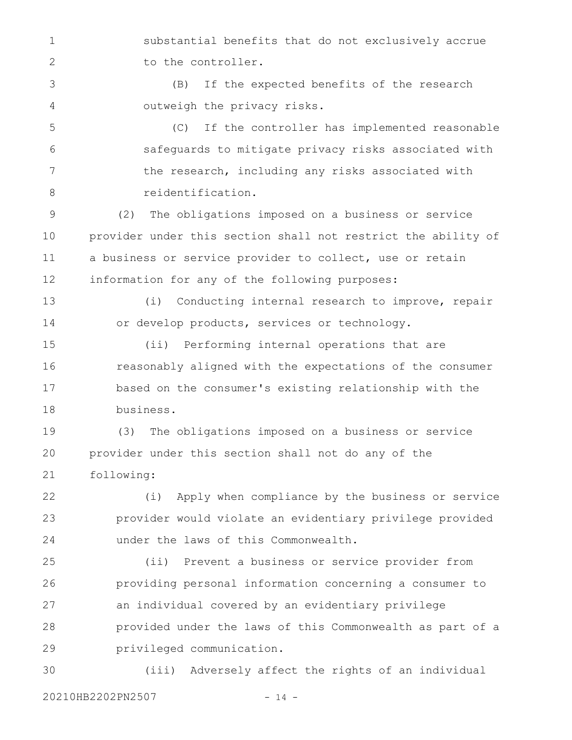substantial benefits that do not exclusively accrue to the controller.

(B) If the expected benefits of the research outweigh the privacy risks.

(C) If the controller has implemented reasonable safeguards to mitigate privacy risks associated with the research, including any risks associated with reidentification.

(2) The obligations imposed on a business or service provider under this section shall not restrict the ability of a business or service provider to collect, use or retain information for any of the following purposes:

(i) Conducting internal research to improve, repair or develop products, services or technology.

(ii) Performing internal operations that are reasonably aligned with the expectations of the consumer based on the consumer's existing relationship with the business.

(3) The obligations imposed on a business or service provider under this section shall not do any of the following:

(i) Apply when compliance by the business or service provider would violate an evidentiary privilege provided under the laws of this Commonwealth.

(ii) Prevent a business or service provider from providing personal information concerning a consumer to an individual covered by an evidentiary privilege provided under the laws of this Commonwealth as part of a privileged communication.

(iii) Adversely affect the rights of an individual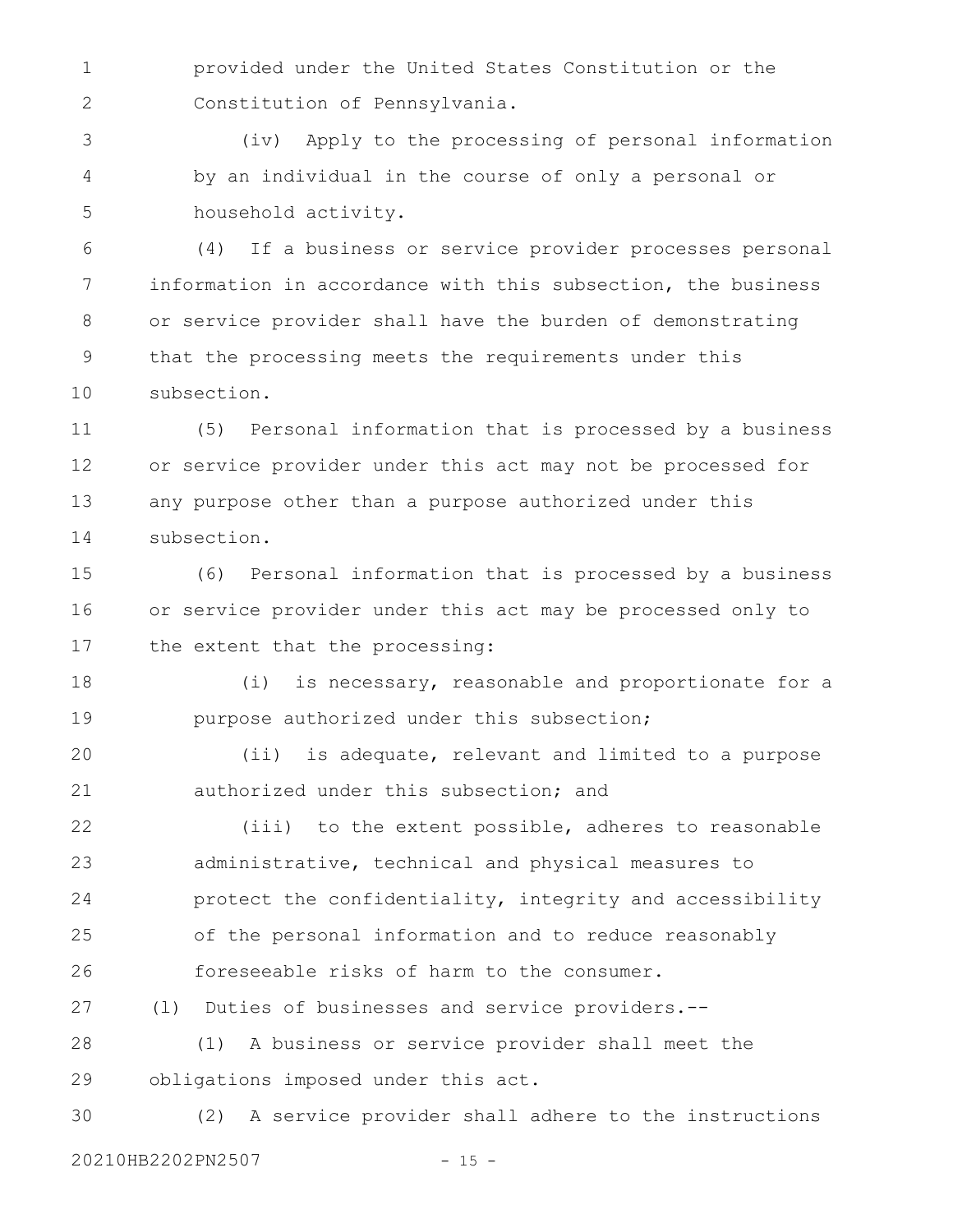provided under the United States Constitution or the Constitution of Pennsylvania.

(iv) Apply to the processing of personal information by an individual in the course of only a personal or household activity.

(4) If a business or service provider processes personal information in accordance with this subsection, the business or service provider shall have the burden of demonstrating that the processing meets the requirements under this subsection.

(5) Personal information that is processed by a business or service provider under this act may not be processed for any purpose other than a purpose authorized under this subsection.

(6) Personal information that is processed by a business or service provider under this act may be processed only to the extent that the processing:

(i) is necessary, reasonable and proportionate for a purpose authorized under this subsection;

(ii) is adequate, relevant and limited to a purpose authorized under this subsection; and

(iii) to the extent possible, adheres to reasonable administrative, technical and physical measures to protect the confidentiality, integrity and accessibility of the personal information and to reduce reasonably foreseeable risks of harm to the consumer.

(l) Duties of businesses and service providers.--

(1) A business or service provider shall meet the obligations imposed under this act.

(2) A service provider shall adhere to the instructions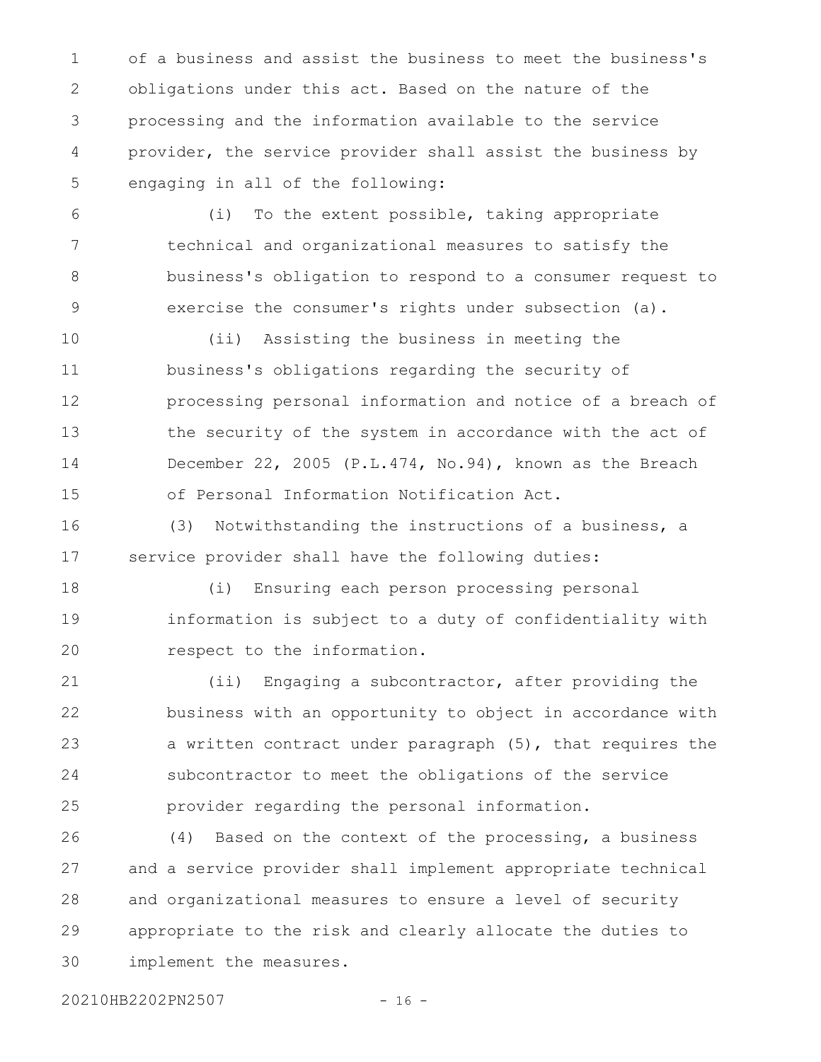of a business and assist the business to meet the business's obligations under this act. Based on the nature of the processing and the information available to the service provider, the service provider shall assist the business by engaging in all of the following:

(i) To the extent possible, taking appropriate technical and organizational measures to satisfy the business's obligation to respond to a consumer request to exercise the consumer's rights under subsection (a).

(ii) Assisting the business in meeting the business's obligations regarding the security of processing personal information and notice of a breach of the security of the system in accordance with the act of December 22, 2005 (P.L.474, No.94), known as the Breach of Personal Information Notification Act.

(3) Notwithstanding the instructions of a business, a service provider shall have the following duties:

(i) Ensuring each person processing personal information is subject to a duty of confidentiality with respect to the information.

(ii) Engaging a subcontractor, after providing the business with an opportunity to object in accordance with a written contract under paragraph (5), that requires the subcontractor to meet the obligations of the service provider regarding the personal information.

(4) Based on the context of the processing, a business and a service provider shall implement appropriate technical and organizational measures to ensure a level of security appropriate to the risk and clearly allocate the duties to implement the measures.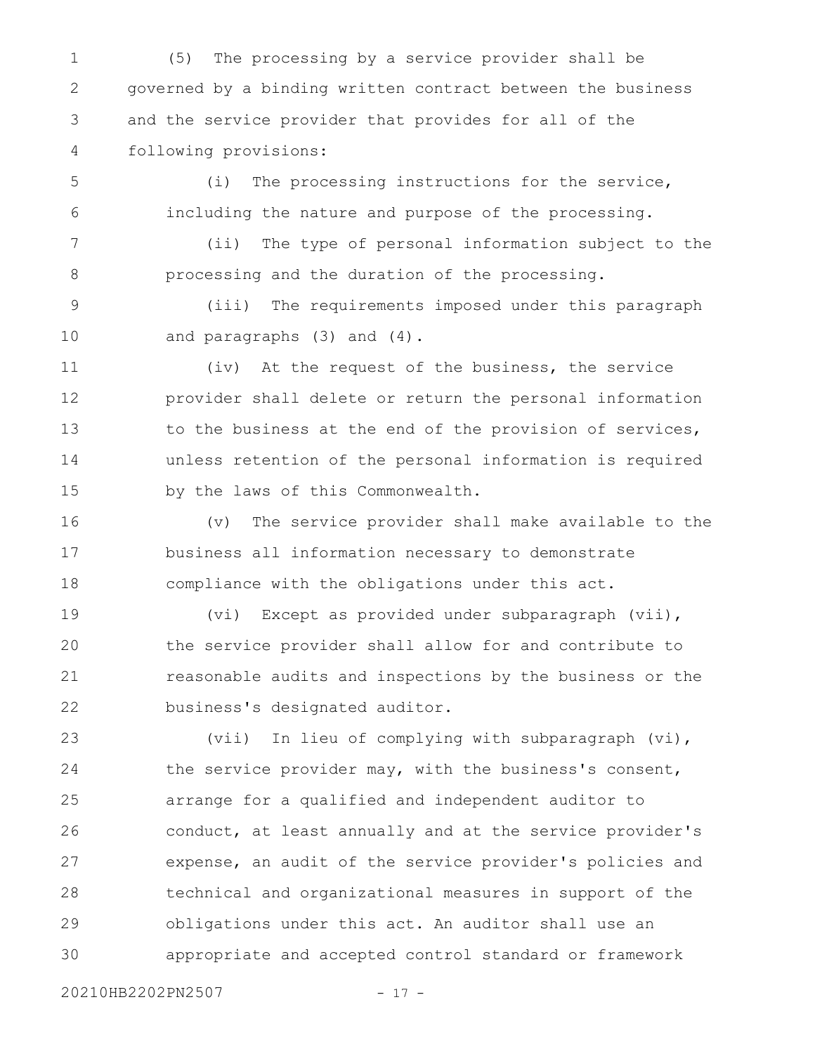(5) The processing by a service provider shall be governed by a binding written contract between the business and the service provider that provides for all of the following provisions:

(i) The processing instructions for the service, including the nature and purpose of the processing.

(ii) The type of personal information subject to the processing and the duration of the processing.

(iii) The requirements imposed under this paragraph and paragraphs (3) and (4).

(iv) At the request of the business, the service provider shall delete or return the personal information to the business at the end of the provision of services, unless retention of the personal information is required by the laws of this Commonwealth.

(v) The service provider shall make available to the business all information necessary to demonstrate compliance with the obligations under this act.

(vi) Except as provided under subparagraph (vii), the service provider shall allow for and contribute to reasonable audits and inspections by the business or the business's designated auditor.

(vii) In lieu of complying with subparagraph (vi), the service provider may, with the business's consent, arrange for a qualified and independent auditor to conduct, at least annually and at the service provider's expense, an audit of the service provider's policies and technical and organizational measures in support of the obligations under this act. An auditor shall use an appropriate and accepted control standard or framework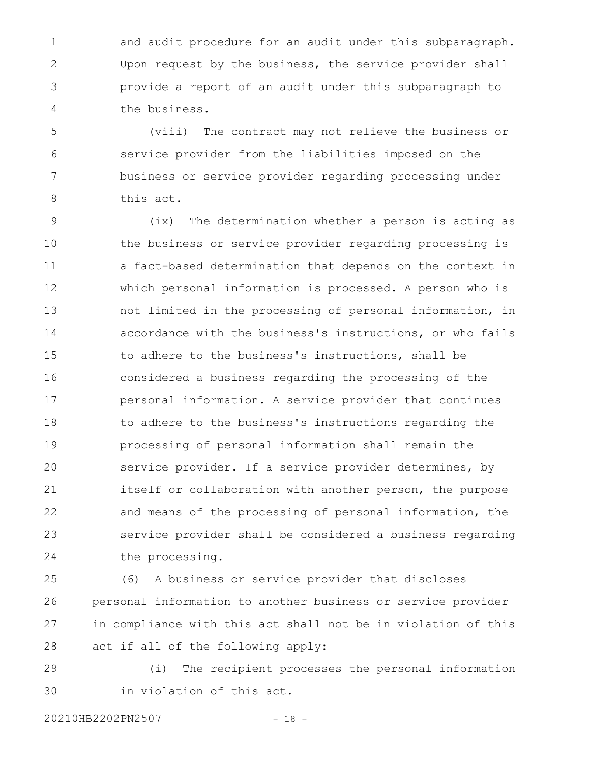and audit procedure for an audit under this subparagraph. Upon request by the business, the service provider shall provide a report of an audit under this subparagraph to the business.

(viii) The contract may not relieve the business or service provider from the liabilities imposed on the business or service provider regarding processing under this act.

(ix) The determination whether a person is acting as the business or service provider regarding processing is a fact-based determination that depends on the context in which personal information is processed. A person who is not limited in the processing of personal information, in accordance with the business's instructions, or who fails to adhere to the business's instructions, shall be considered a business regarding the processing of the personal information. A service provider that continues to adhere to the business's instructions regarding the processing of personal information shall remain the service provider. If a service provider determines, by itself or collaboration with another person, the purpose and means of the processing of personal information, the service provider shall be considered a business regarding the processing.

(6) A business or service provider that discloses personal information to another business or service provider in compliance with this act shall not be in violation of this act if all of the following apply:

(i) The recipient processes the personal information in violation of this act.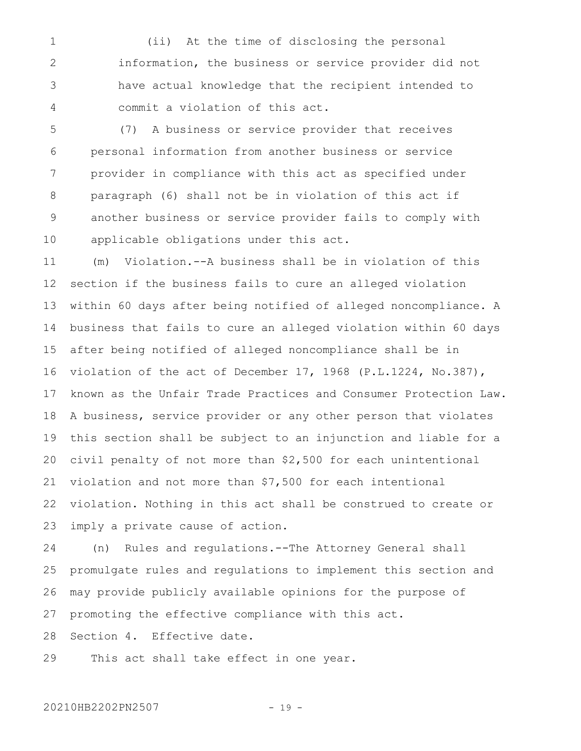(ii) At the time of disclosing the personal information, the business or service provider did not have actual knowledge that the recipient intended to commit a violation of this act.

(7) A business or service provider that receives personal information from another business or service provider in compliance with this act as specified under paragraph (6) shall not be in violation of this act if another business or service provider fails to comply with applicable obligations under this act.

(m) Violation.--A business shall be in violation of this section if the business fails to cure an alleged violation within 60 days after being notified of alleged noncompliance. A business that fails to cure an alleged violation within 60 days after being notified of alleged noncompliance shall be in violation of the act of December 17, 1968 (P.L.1224, No.387), known as the Unfair Trade Practices and Consumer Protection Law. A business, service provider or any other person that violates this section shall be subject to an injunction and liable for a civil penalty of not more than $2,500 for each unintentional violation and not more than $7,500 for each intentional violation. Nothing in this act shall be construed to create or imply a private cause of action.

(n) Rules and regulations.--The Attorney General shall promulgate rules and regulations to implement this section and may provide publicly available opinions for the purpose of promoting the effective compliance with this act.

Section 4. Effective date.

This act shall take effect in one year.